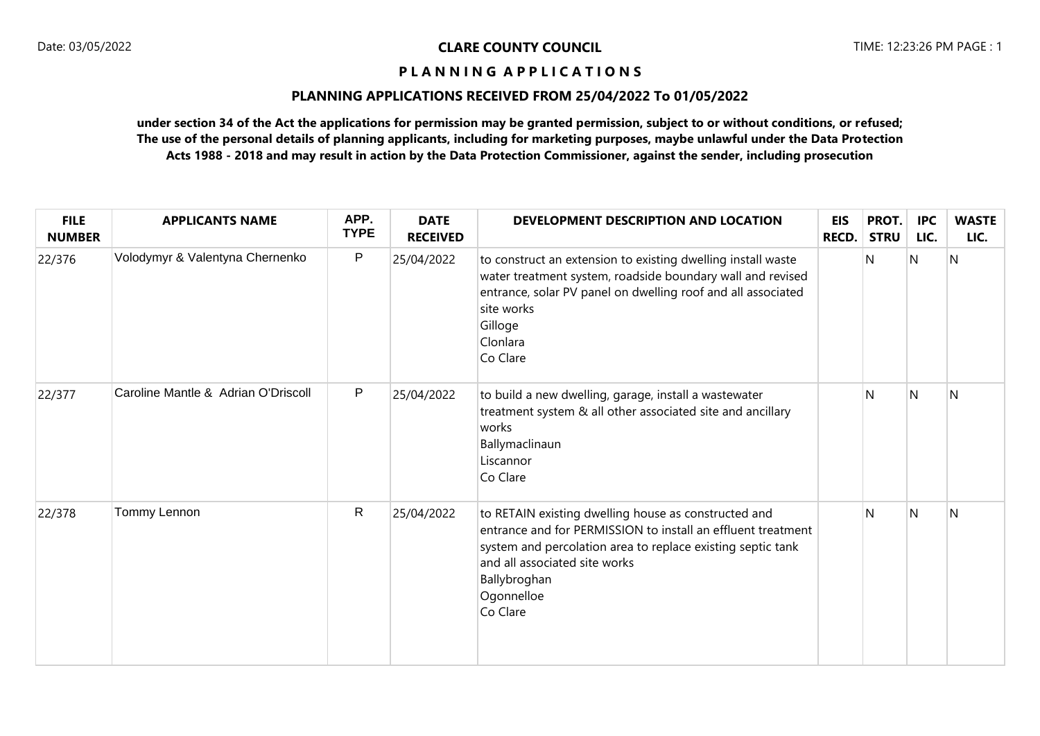**CLARE COUNTY COUNCIL**

# PLANNING APPLICATIONS

## PLANNING APPLICATIONS RECEIVED FROM 25/04/2022 To 01/05/2022

**under section 34 of the Act the applications for permission may be granted permission, subject to or without conditions, or refused; The use of the personal details of planning applicants, including for marketing purposes, maybe unlawful under the Data Protection Acts 1988 - 2018 and may result in action by the Data Protection Commissioner, against the sender, including prosecution**

| FILE NUMBER | APPLICANTS NAME | APP. TYPE | DATE RECEIVED | DEVELOPMENT DESCRIPTION AND LOCATION | EIS RECD. | PROT. STRU | IPC LIC. | WASTE LIC. |
|---|---|---|---|---|---|---|---|---|
| 22/376 | Volodymyr & Valentyna Chernenko | P | 25/04/2022 | to construct an extension to existing dwelling install waste water treatment system, roadside boundary wall and revised entrance, solar PV panel on dwelling roof and all associated site works<br>Gilloge<br>Clonlara<br>Co Clare | | N | N | N |
| 22/377 | Caroline Mantle & Adrian O'Driscoll | P | 25/04/2022 | to build a new dwelling, garage, install a wastewater treatment system & all other associated site and ancillary works<br>Ballymaclinaun<br>Liscannor<br>Co Clare | | N | N | N |
| 22/378 | Tommy Lennon | R | 25/04/2022 | to RETAIN existing dwelling house as constructed and entrance and for PERMISSION to install an effluent treatment system and percolation area to replace existing septic tank and all associated site works<br>Ballybroghan<br>Ogonnelloe<br>Co Clare | | N | N | N |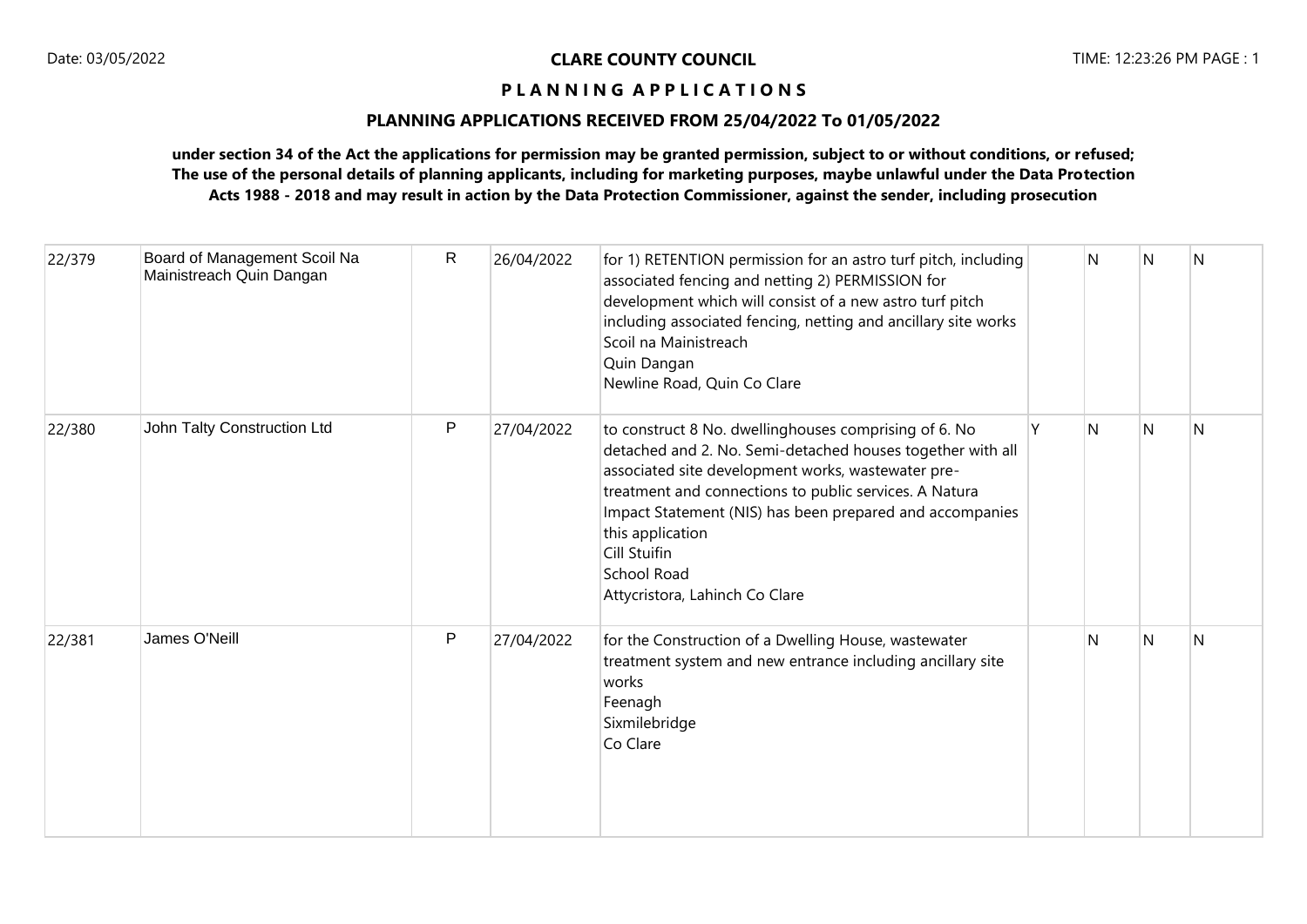**CLARE COUNTY COUNCIL**

**P L A N N I N G A P P L I C A T I O N S**

**PLANNING APPLICATIONS RECEIVED FROM 25/04/2022 To 01/05/2022**

**under section 34 of the Act the applications for permission may be granted permission, subject to or without conditions, or refused; The use of the personal details of planning applicants, including for marketing purposes, maybe unlawful under the Data Protection Acts 1988 - 2018 and may result in action by the Data Protection Commissioner, against the sender, including prosecution**

| | | | | | | | | |
|---|---|---|---|---|---|---|---|---|
| 22/379 | Board of Management Scoil Na Mainistreach Quin Dangan | R | 26/04/2022 | for 1) RETENTION permission for an astro turf pitch, including associated fencing and netting 2) PERMISSION for development which will consist of a new astro turf pitch including associated fencing, netting and ancillary site works<br>Scoil na Mainistreach<br>Quin Dangan<br>Newline Road, Quin Co Clare | | N | N | N |
| 22/380 | John Talty Construction Ltd | P | 27/04/2022 | to construct 8 No. dwellinghouses comprising of 6. No detached and 2. No. Semi-detached houses together with all associated site development works, wastewater pre-treatment and connections to public services. A Natura Impact Statement (NIS) has been prepared and accompanies this application<br>Cill Stuifin<br>School Road<br>Attycristora, Lahinch Co Clare | Y | N | N | N |
| 22/381 | James O'Neill | P | 27/04/2022 | for the Construction of a Dwelling House, wastewater treatment system and new entrance including ancillary site works<br>Feenagh<br>Sixmilebridge<br>Co Clare | | N | N | N |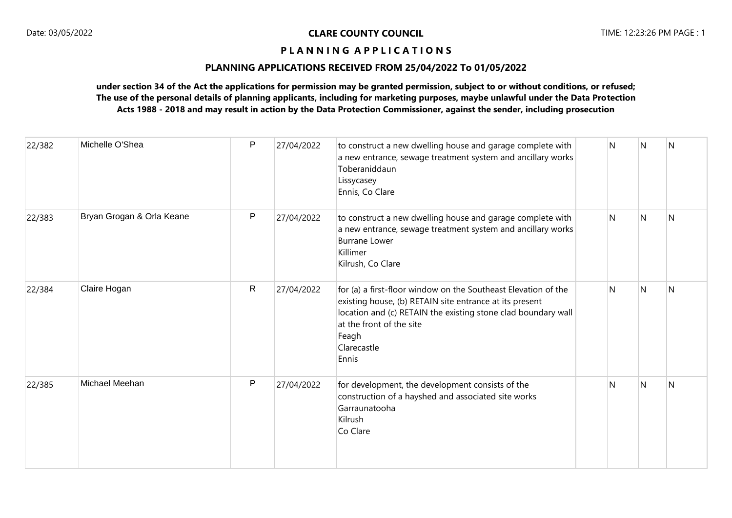**CLARE COUNTY COUNCIL**

**P L A N N I N G A P P L I C A T I O N S**

**PLANNING APPLICATIONS RECEIVED FROM 25/04/2022 To 01/05/2022**

**under section 34 of the Act the applications for permission may be granted permission, subject to or without conditions, or refused; The use of the personal details of planning applicants, including for marketing purposes, maybe unlawful under the Data Protection Acts 1988 - 2018 and may result in action by the Data Protection Commissioner, against the sender, including prosecution**

| | | | | | | | | |
|---|---|---|---|---|---|---|---|---|
| 22/382 | Michelle O'Shea | P | 27/04/2022 | to construct a new dwelling house and garage complete with a new entrance, sewage treatment system and ancillary works<br>Toberaniddaun<br>Lissycasey<br>Ennis, Co Clare | | N | N | N |
| 22/383 | Bryan Grogan & Orla Keane | P | 27/04/2022 | to construct a new dwelling house and garage complete with a new entrance, sewage treatment system and ancillary works<br>Burrane Lower<br>Killimer<br>Kilrush, Co Clare | | N | N | N |
| 22/384 | Claire Hogan | R | 27/04/2022 | for (a) a first-floor window on the Southeast Elevation of the existing house, (b) RETAIN site entrance at its present location and (c) RETAIN the existing stone clad boundary wall at the front of the site<br>Feagh<br>Clarecastle<br>Ennis | | N | N | N |
| 22/385 | Michael Meehan | P | 27/04/2022 | for development, the development consists of the construction of a hayshed and associated site works<br>Garraunatooha<br>Kilrush<br>Co Clare | | N | N | N |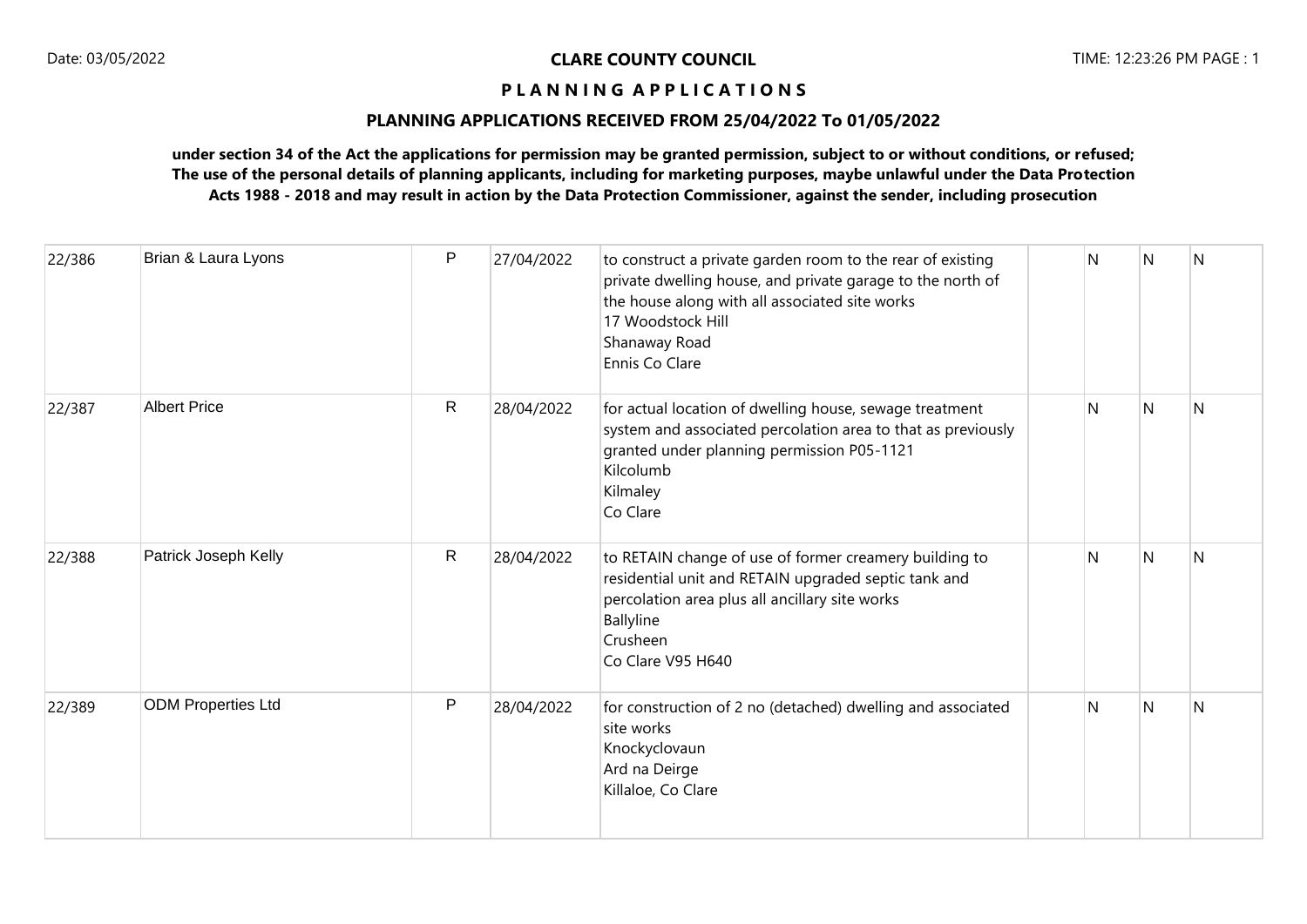**CLARE COUNTY COUNCIL**

**P L A N N I N G A P P L I C A T I O N S**

**PLANNING APPLICATIONS RECEIVED FROM 25/04/2022 To 01/05/2022**

**under section 34 of the Act the applications for permission may be granted permission, subject to or without conditions, or refused; The use of the personal details of planning applicants, including for marketing purposes, maybe unlawful under the Data Protection Acts 1988 - 2018 and may result in action by the Data Protection Commissioner, against the sender, including prosecution**

| | | | | | | | | |
|---|---|---|---|---|---|---|---|---|
| 22/386 | Brian & Laura Lyons | P | 27/04/2022 | to construct a private garden room to the rear of existing private dwelling house, and private garage to the north of the house along with all associated site works<br>17 Woodstock Hill<br>Shanaway Road<br>Ennis Co Clare | | N | N | N |
| 22/387 | Albert Price | R | 28/04/2022 | for actual location of dwelling house, sewage treatment system and associated percolation area to that as previously granted under planning permission P05-1121<br>Kilcolumb<br>Kilmaley<br>Co Clare | | N | N | N |
| 22/388 | Patrick Joseph Kelly | R | 28/04/2022 | to RETAIN change of use of former creamery building to residential unit and RETAIN upgraded septic tank and percolation area plus all ancillary site works<br>Ballyline<br>Crusheen<br>Co Clare V95 H640 | | N | N | N |
| 22/389 | ODM Properties Ltd | P | 28/04/2022 | for construction of 2 no (detached) dwelling and associated site works<br>Knockyclovaun<br>Ard na Deirge<br>Killaloe, Co Clare | | N | N | N |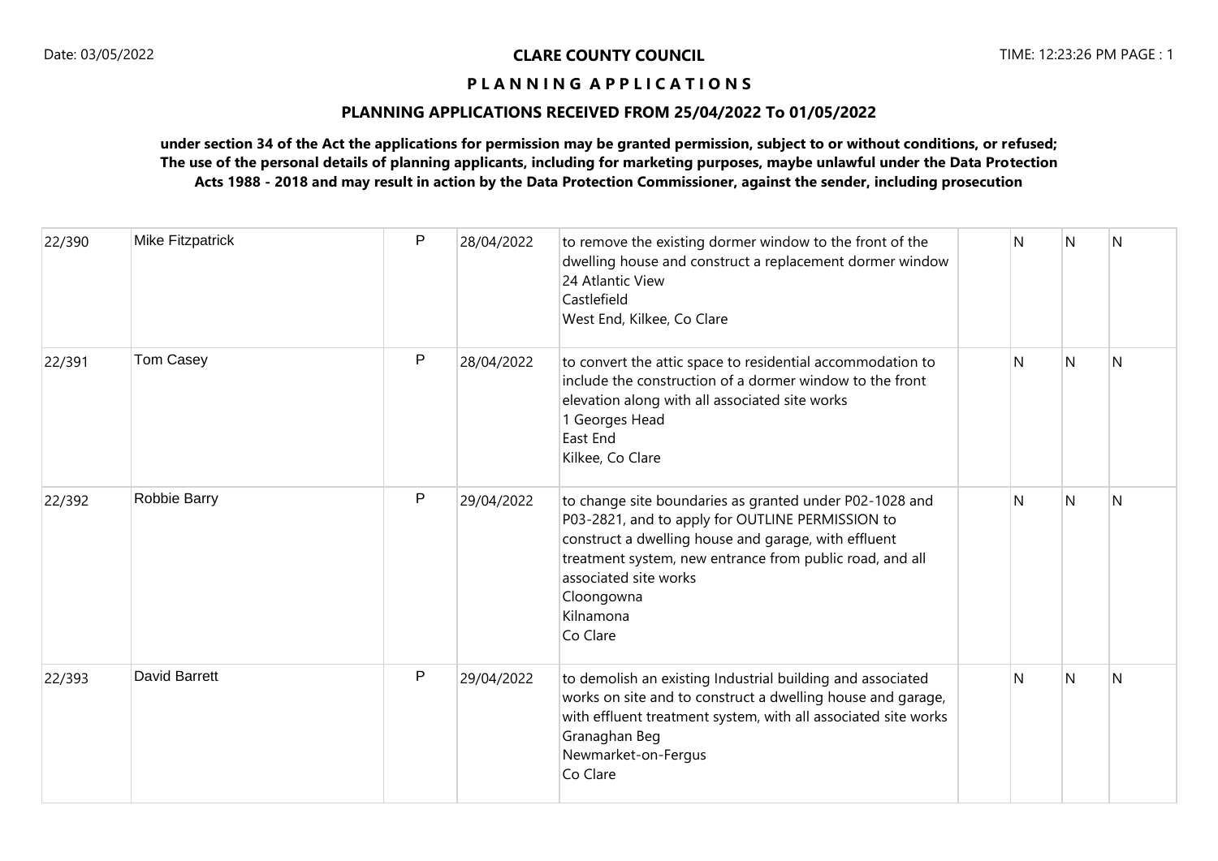**CLARE COUNTY COUNCIL**

**P L A N N I N G A P P L I C A T I O N S**

**PLANNING APPLICATIONS RECEIVED FROM 25/04/2022 To 01/05/2022**

**under section 34 of the Act the applications for permission may be granted permission, subject to or without conditions, or refused; The use of the personal details of planning applicants, including for marketing purposes, maybe unlawful under the Data Protection Acts 1988 - 2018 and may result in action by the Data Protection Commissioner, against the sender, including prosecution**

| | | | | | | | | |
|---|---|---|---|---|---|---|---|---|
| 22/390 | Mike Fitzpatrick | P | 28/04/2022 | to remove the existing dormer window to the front of the dwelling house and construct a replacement dormer window<br>24 Atlantic View<br>Castlefield<br>West End, Kilkee, Co Clare | | N | N | N |
| 22/391 | Tom Casey | P | 28/04/2022 | to convert the attic space to residential accommodation to include the construction of a dormer window to the front elevation along with all associated site works<br>1 Georges Head<br>East End<br>Kilkee, Co Clare | | N | N | N |
| 22/392 | Robbie Barry | P | 29/04/2022 | to change site boundaries as granted under P02-1028 and P03-2821, and to apply for OUTLINE PERMISSION to construct a dwelling house and garage, with effluent treatment system, new entrance from public road, and all associated site works<br>Cloongowna<br>Kilnamona<br>Co Clare | | N | N | N |
| 22/393 | David Barrett | P | 29/04/2022 | to demolish an existing Industrial building and associated works on site and to construct a dwelling house and garage, with effluent treatment system, with all associated site works<br>Granaghan Beg<br>Newmarket-on-Fergus<br>Co Clare | | N | N | N |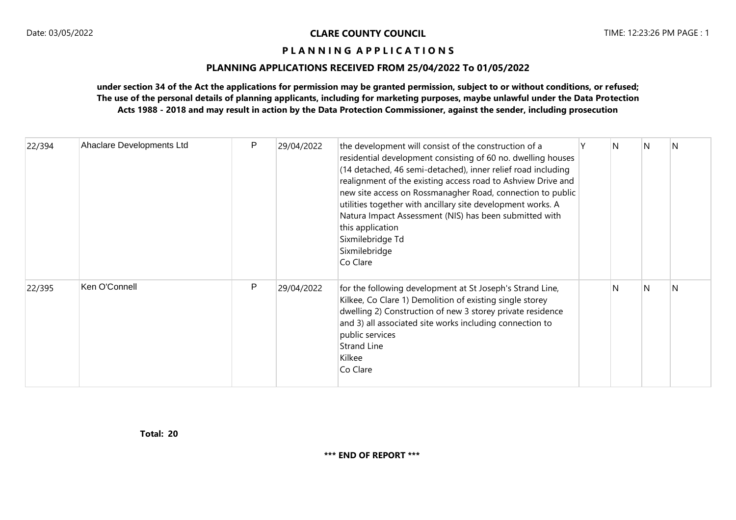**CLARE COUNTY COUNCIL**

**P L A N N I N G A P P L I C A T I O N S**

**PLANNING APPLICATIONS RECEIVED FROM 25/04/2022 To 01/05/2022**

**under section 34 of the Act the applications for permission may be granted permission, subject to or without conditions, or refused; The use of the personal details of planning applicants, including for marketing purposes, maybe unlawful under the Data Protection Acts 1988 - 2018 and may result in action by the Data Protection Commissioner, against the sender, including prosecution**

| | | | | | | | | |
|---|---|---|---|---|---|---|---|---|
| 22/394 | Ahaclare Developments Ltd | P | 29/04/2022 | the development will consist of the construction of a residential development consisting of 60 no. dwelling houses (14 detached, 46 semi-detached), inner relief road including realignment of the existing access road to Ashview Drive and new site access on Rossmanagher Road, connection to public utilities together with ancillary site development works. A Natura Impact Assessment (NIS) has been submitted with this application<br>Sixmilebridge Td<br>Sixmilebridge<br>Co Clare | Y | N | N | N |
| 22/395 | Ken O'Connell | P | 29/04/2022 | for the following development at St Joseph's Strand Line, Kilkee, Co Clare 1) Demolition of existing single storey dwelling 2) Construction of new 3 storey private residence and 3) all associated site works including connection to public services<br>Strand Line<br>Kilkee<br>Co Clare | | N | N | N |

**Total: 20**

**\*\*\* END OF REPORT \*\*\***